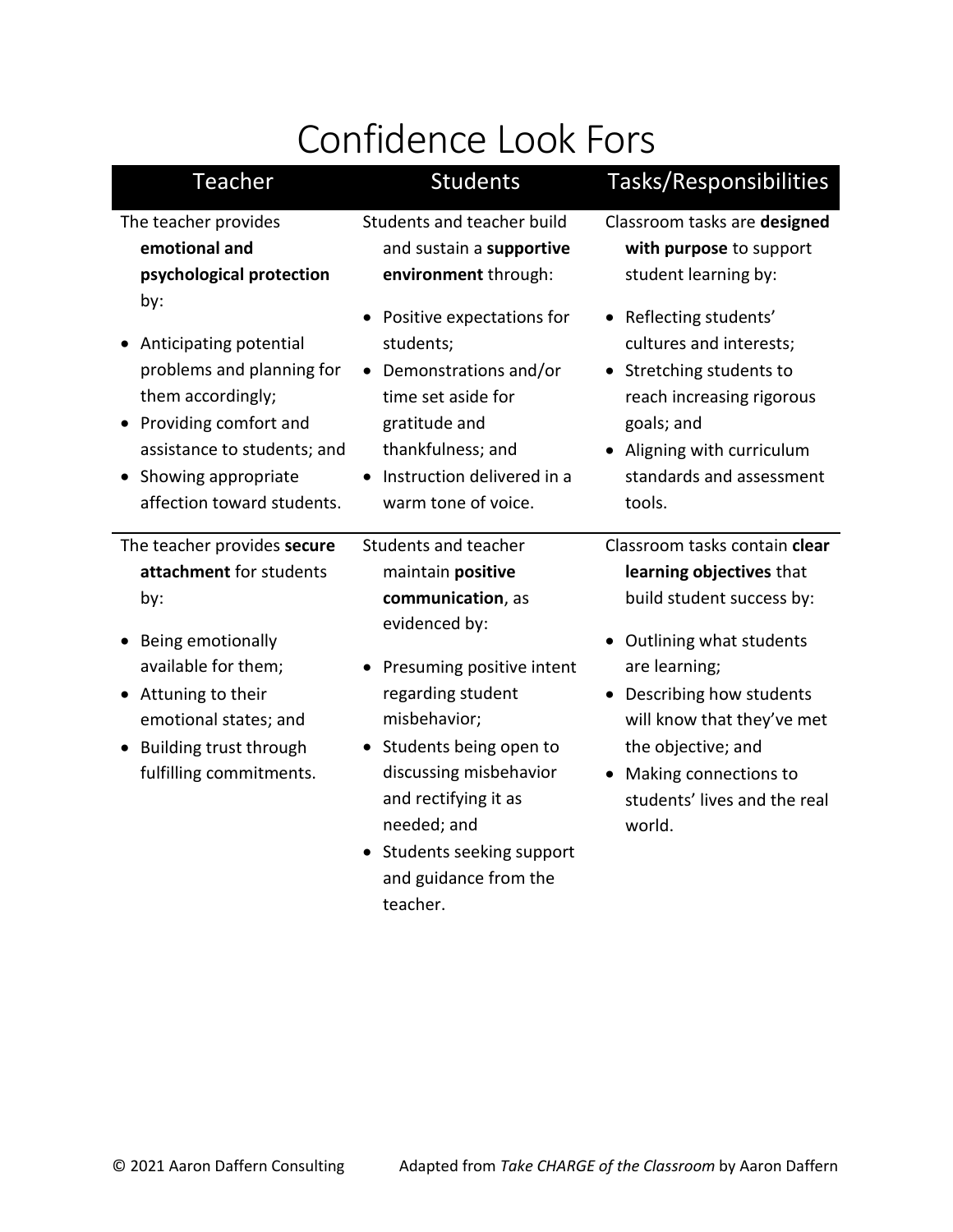# Confidence Look Fors

| Teacher | Students | Tasks/Responsibilities |
|---|---|---|
| The teacher provides **emotional and psychological protection** by:<br><br>• Anticipating potential problems and planning for them accordingly;<br>• Providing comfort and assistance to students; and<br>• Showing appropriate affection toward students. | Students and teacher build and sustain a **supportive environment** through:<br><br>• Positive expectations for students;<br>• Demonstrations and/or time set aside for gratitude and thankfulness; and<br>• Instruction delivered in a warm tone of voice. | Classroom tasks are **designed with purpose** to support student learning by:<br><br>• Reflecting students' cultures and interests;<br>• Stretching students to reach increasing rigorous goals; and<br>• Aligning with curriculum standards and assessment tools. |
| The teacher provides **secure attachment** for students by:<br><br>• Being emotionally available for them;<br>• Attuning to their emotional states; and<br>• Building trust through fulfilling commitments. | Students and teacher maintain **positive communication**, as evidenced by:<br><br>• Presuming positive intent regarding student misbehavior;<br>• Students being open to discussing misbehavior and rectifying it as needed; and<br>• Students seeking support and guidance from the teacher. | Classroom tasks contain **clear learning objectives** that build student success by:<br><br>• Outlining what students are learning;<br>• Describing how students will know that they've met the objective; and<br>• Making connections to students' lives and the real world. |

© 2021 Aaron Daffern Consulting Adapted from *Take CHARGE of the Classroom* by Aaron Daffern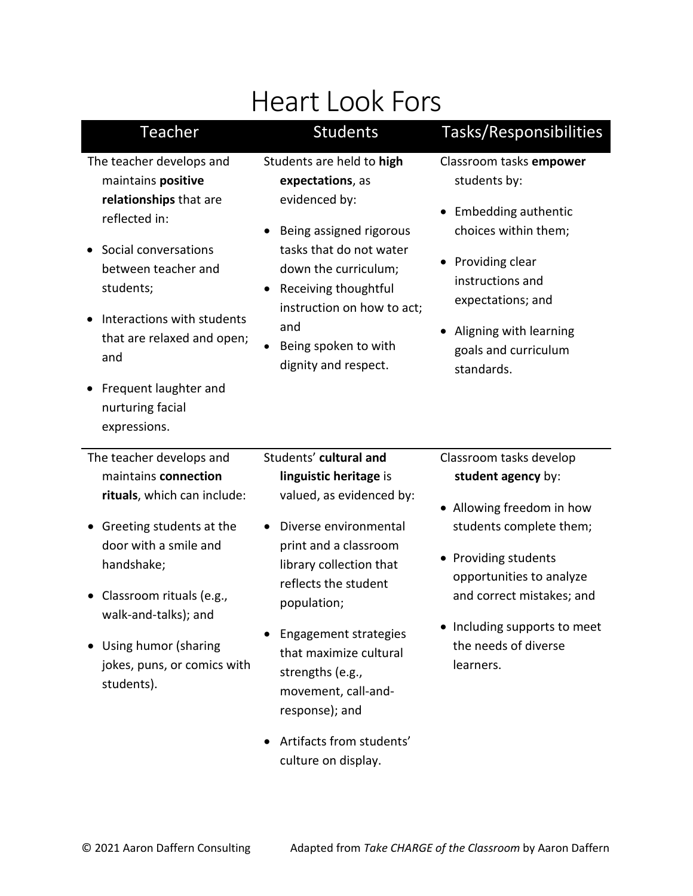# Heart Look Fors

| Teacher | Students | Tasks/Responsibilities |
|---|---|---|
| The teacher develops and maintains **positive relationships** that are reflected in:<br>• Social conversations between teacher and students;<br>• Interactions with students that are relaxed and open; and<br>• Frequent laughter and nurturing facial expressions. | Students are held to **high expectations**, as evidenced by:<br>• Being assigned rigorous tasks that do not water down the curriculum;<br>• Receiving thoughtful instruction on how to act; and<br>• Being spoken to with dignity and respect. | Classroom tasks **empower** students by:<br>• Embedding authentic choices within them;<br>• Providing clear instructions and expectations; and<br>• Aligning with learning goals and curriculum standards. |
| The teacher develops and maintains **connection rituals**, which can include:<br>• Greeting students at the door with a smile and handshake;<br>• Classroom rituals (e.g., walk-and-talks); and<br>• Using humor (sharing jokes, puns, or comics with students). | Students' **cultural and linguistic heritage** is valued, as evidenced by:<br>• Diverse environmental print and a classroom library collection that reflects the student population;<br>• Engagement strategies that maximize cultural strengths (e.g., movement, call-and-response); and<br>• Artifacts from students' culture on display. | Classroom tasks develop **student agency** by:<br>• Allowing freedom in how students complete them;<br>• Providing students opportunities to analyze and correct mistakes; and<br>• Including supports to meet the needs of diverse learners. |

© 2021 Aaron Daffern Consulting Adapted from *Take CHARGE of the Classroom* by Aaron Daffern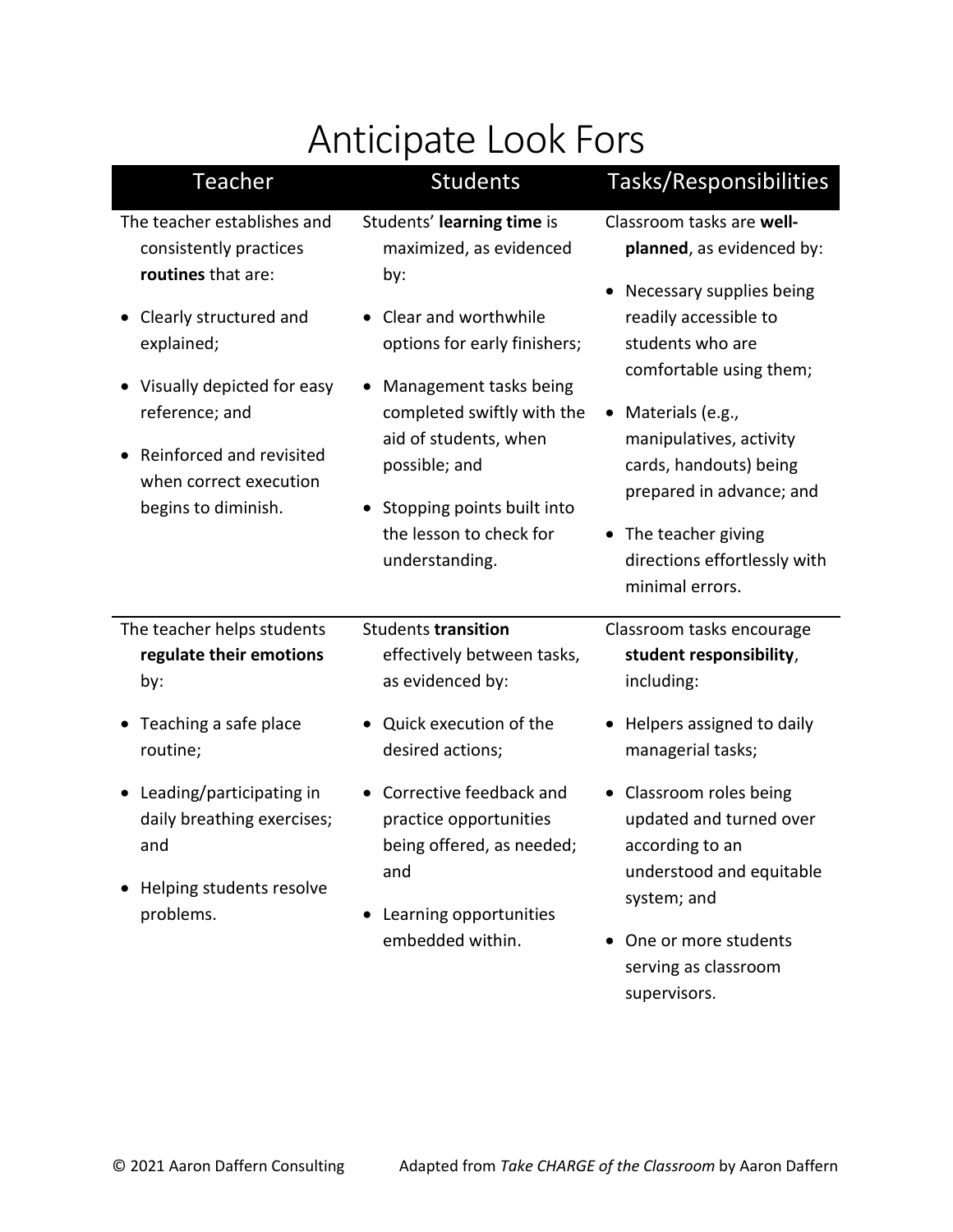# Anticipate Look Fors

| Teacher | Students | Tasks/Responsibilities |
|---|---|---|
| The teacher establishes and consistently practices **routines** that are:<br>• Clearly structured and explained;<br>• Visually depicted for easy reference; and<br>• Reinforced and revisited when correct execution begins to diminish. | Students' **learning time** is maximized, as evidenced by:<br>• Clear and worthwhile options for early finishers;<br>• Management tasks being completed swiftly with the aid of students, when possible; and<br>• Stopping points built into the lesson to check for understanding. | Classroom tasks are **well-planned**, as evidenced by:<br>• Necessary supplies being readily accessible to students who are comfortable using them;<br>• Materials (e.g., manipulatives, activity cards, handouts) being prepared in advance; and<br>• The teacher giving directions effortlessly with minimal errors. |
| The teacher helps students **regulate their emotions** by:<br>• Teaching a safe place routine;<br>• Leading/participating in daily breathing exercises; and<br>• Helping students resolve problems. | Students **transition** effectively between tasks, as evidenced by:<br>• Quick execution of the desired actions;<br>• Corrective feedback and practice opportunities being offered, as needed; and<br>• Learning opportunities embedded within. | Classroom tasks encourage **student responsibility**, including:<br>• Helpers assigned to daily managerial tasks;<br>• Classroom roles being updated and turned over according to an understood and equitable system; and<br>• One or more students serving as classroom supervisors. |

© 2021 Aaron Daffern Consulting Adapted from *Take CHARGE of the Classroom* by Aaron Daffern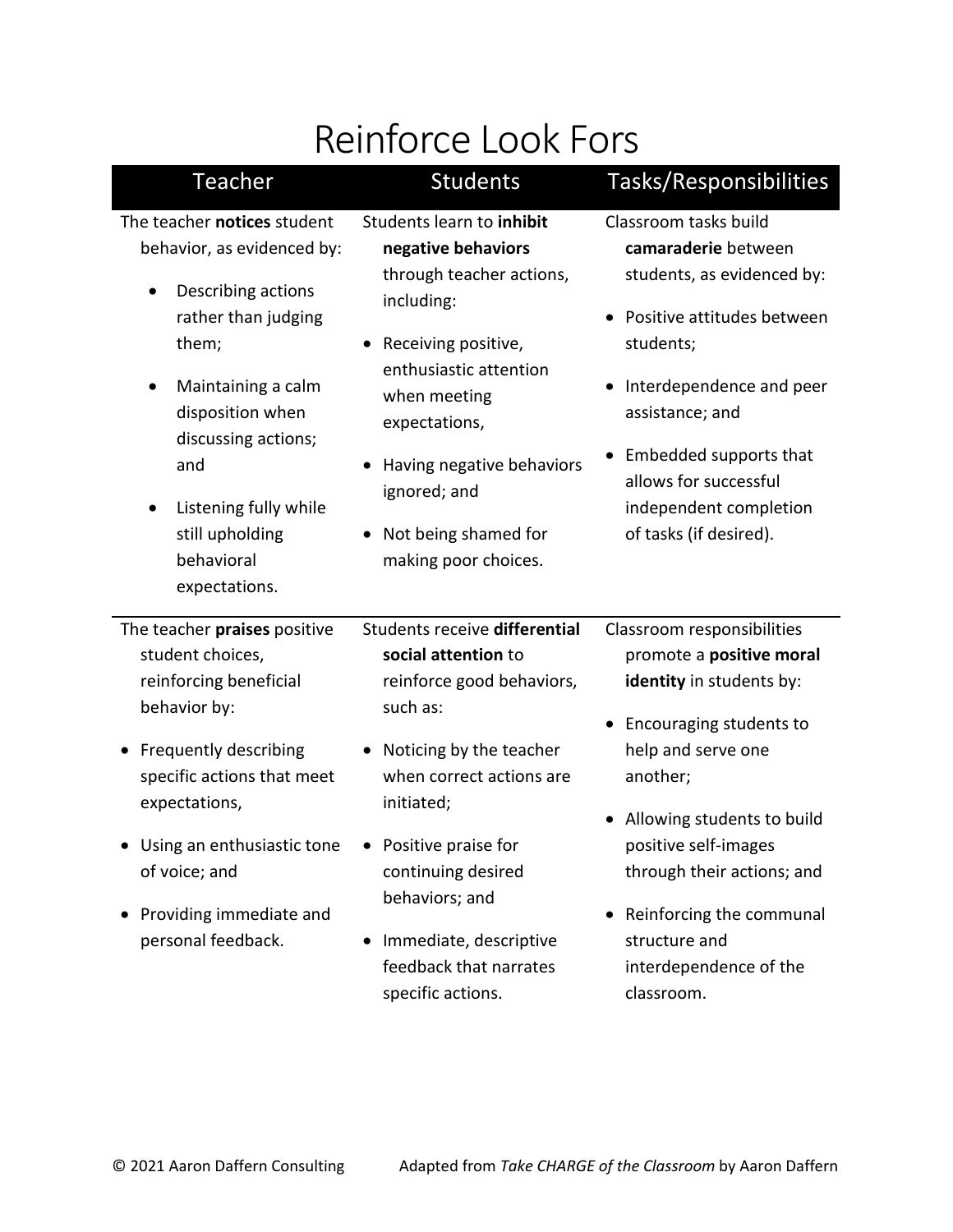# Reinforce Look Fors

| Teacher | Students | Tasks/Responsibilities |
|---|---|---|
| The teacher **notices** student behavior, as evidenced by: <br>• Describing actions rather than judging them; <br>• Maintaining a calm disposition when discussing actions; and <br>• Listening fully while still upholding behavioral expectations. | Students learn to **inhibit negative behaviors** through teacher actions, including: <br>• Receiving positive, enthusiastic attention when meeting expectations, <br>• Having negative behaviors ignored; and <br>• Not being shamed for making poor choices. | Classroom tasks build **camaraderie** between students, as evidenced by: <br>• Positive attitudes between students; <br>• Interdependence and peer assistance; and <br>• Embedded supports that allows for successful independent completion of tasks (if desired). |
| The teacher **praises** positive student choices, reinforcing beneficial behavior by: <br>• Frequently describing specific actions that meet expectations, <br>• Using an enthusiastic tone of voice; and <br>• Providing immediate and personal feedback. | Students receive **differential social attention** to reinforce good behaviors, such as: <br>• Noticing by the teacher when correct actions are initiated; <br>• Positive praise for continuing desired behaviors; and <br>• Immediate, descriptive feedback that narrates specific actions. | Classroom responsibilities promote a **positive moral identity** in students by: <br>• Encouraging students to help and serve one another; <br>• Allowing students to build positive self-images through their actions; and <br>• Reinforcing the communal structure and interdependence of the classroom. |

© 2021 Aaron Daffern Consulting        Adapted from *Take CHARGE of the Classroom* by Aaron Daffern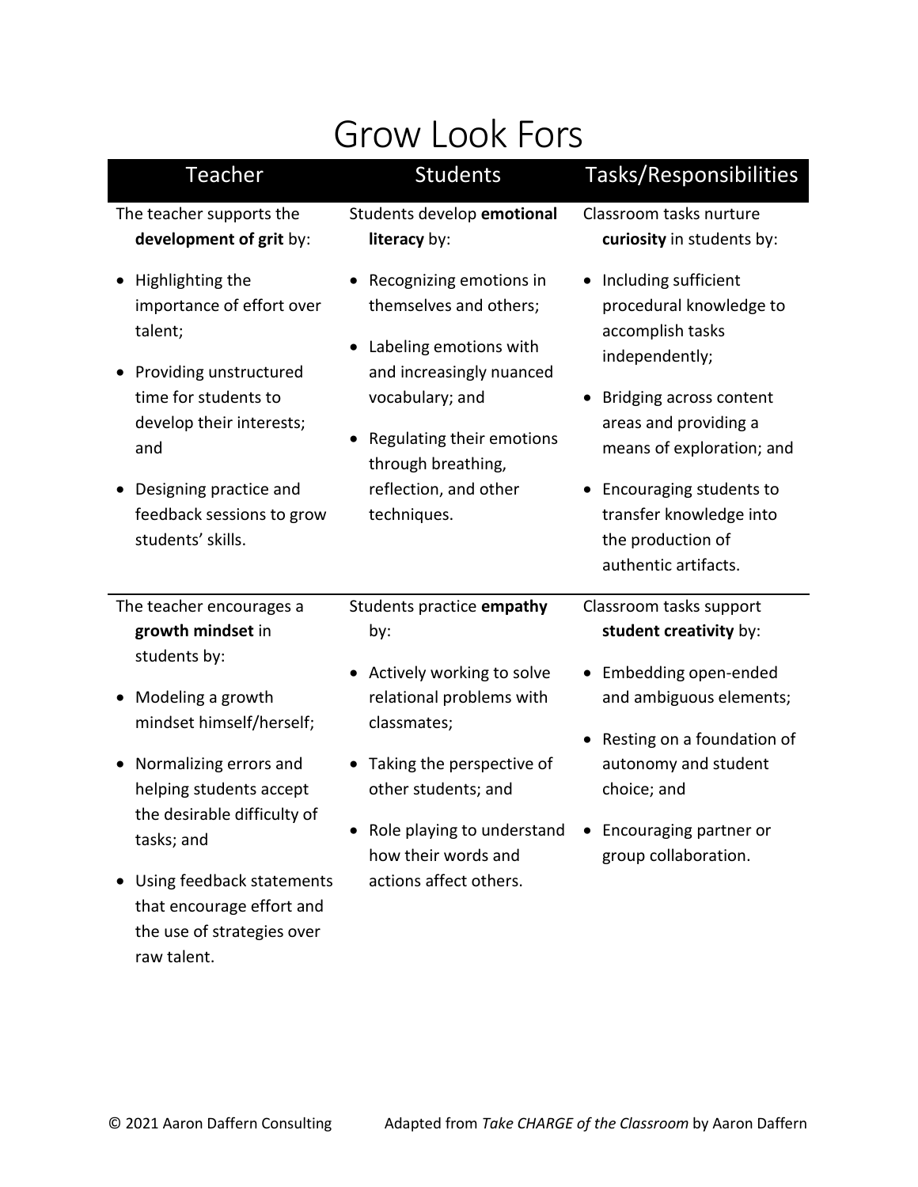# Grow Look Fors

| Teacher | Students | Tasks/Responsibilities |
|---|---|---|
| The teacher supports the **development of grit** by:<br>• Highlighting the importance of effort over talent;<br>• Providing unstructured time for students to develop their interests; and<br>• Designing practice and feedback sessions to grow students' skills. | Students develop **emotional literacy** by:<br>• Recognizing emotions in themselves and others;<br>• Labeling emotions with and increasingly nuanced vocabulary; and<br>• Regulating their emotions through breathing, reflection, and other techniques. | Classroom tasks nurture **curiosity** in students by:<br>• Including sufficient procedural knowledge to accomplish tasks independently;<br>• Bridging across content areas and providing a means of exploration; and<br>• Encouraging students to transfer knowledge into the production of authentic artifacts. |
| The teacher encourages a **growth mindset** in students by:<br>• Modeling a growth mindset himself/herself;<br>• Normalizing errors and helping students accept the desirable difficulty of tasks; and<br>• Using feedback statements that encourage effort and the use of strategies over raw talent. | Students practice **empathy** by:<br>• Actively working to solve relational problems with classmates;<br>• Taking the perspective of other students; and<br>• Role playing to understand how their words and actions affect others. | Classroom tasks support **student creativity** by:<br>• Embedding open-ended and ambiguous elements;<br>• Resting on a foundation of autonomy and student choice; and<br>• Encouraging partner or group collaboration. |

© 2021 Aaron Daffern Consulting Adapted from *Take CHARGE of the Classroom* by Aaron Daffern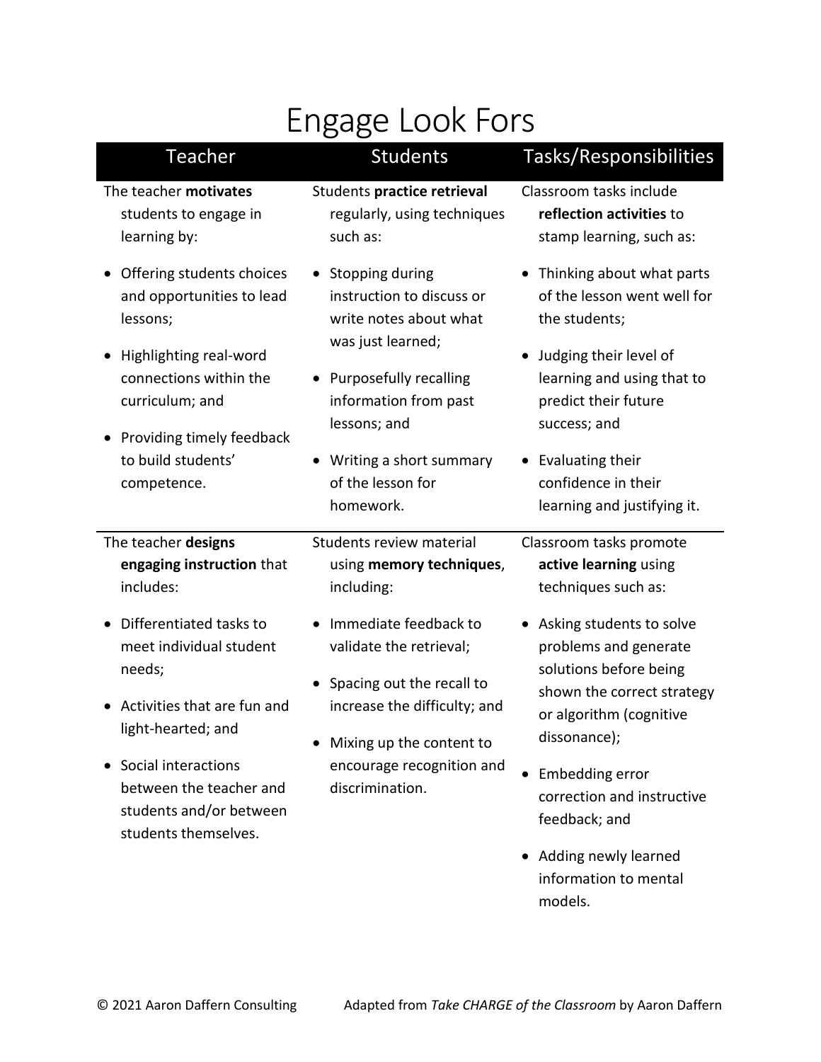# Engage Look Fors

| Teacher | Students | Tasks/Responsibilities |
|---|---|---|
| The teacher **motivates** students to engage in learning by:<br>• Offering students choices and opportunities to lead lessons;<br>• Highlighting real-word connections within the curriculum; and<br>• Providing timely feedback to build students' competence. | Students **practice retrieval** regularly, using techniques such as:<br>• Stopping during instruction to discuss or write notes about what was just learned;<br>• Purposefully recalling information from past lessons; and<br>• Writing a short summary of the lesson for homework. | Classroom tasks include **reflection activities** to stamp learning, such as:<br>• Thinking about what parts of the lesson went well for the students;<br>• Judging their level of learning and using that to predict their future success; and<br>• Evaluating their confidence in their learning and justifying it. |
| The teacher **designs engaging instruction** that includes:<br>• Differentiated tasks to meet individual student needs;<br>• Activities that are fun and light-hearted; and<br>• Social interactions between the teacher and students and/or between students themselves. | Students review material using **memory techniques**, including:<br>• Immediate feedback to validate the retrieval;<br>• Spacing out the recall to increase the difficulty; and<br>• Mixing up the content to encourage recognition and discrimination. | Classroom tasks promote **active learning** using techniques such as:<br>• Asking students to solve problems and generate solutions before being shown the correct strategy or algorithm (cognitive dissonance);<br>• Embedding error correction and instructive feedback; and<br>• Adding newly learned information to mental models. |

© 2021 Aaron Daffern Consulting Adapted from *Take CHARGE of the Classroom* by Aaron Daffern